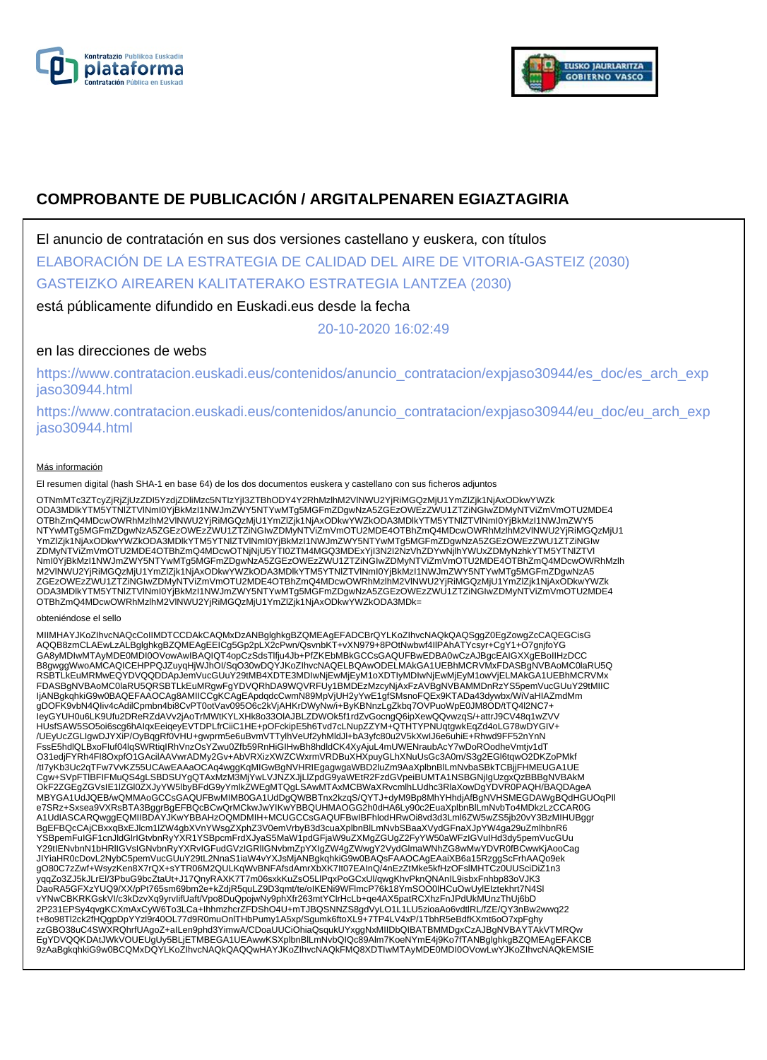# COMPROBANTE DE PUBLICACIÓN / ARGITALPENAREN EGIAZTAGIRIA

El anuncio de contratación en sus dos versiones castellano y euskera, con títulos

ELABORACIÓN DE LA ESTRATEGIA DE CALIDAD DEL AIRE DE VITORIA-GASTEIZ (2030)

GASTEIZKO AIREAREN KALITATERAKO ESTRATEGIA LANTZEA (2030)

está públicamente difundido en Euskadi.eus desde la fecha

20-10-2020 16:02:49

en las direcciones de webs

https://www.contratacion.euskadi.eus/contenidos/anuncio_contratacion/expjaso30944/es_doc/es_arch_expjaso30944.html

https://www.contratacion.euskadi.eus/contenidos/anuncio_contratacion/expjaso30944/eu_doc/eu_arch_expjaso30944.html

Más información

El resumen digital (hash SHA-1 en base 64) de los dos documentos euskera y castellano con sus ficheros adjuntos

OTNmMTc3ZTcyZjRjZjUzZDI5YzdjZDliMzc5NTIzYjI3ZTBhODY4Y2RhMzlhM2VlNWU2YjRiMGQzMjU1YmZlZjk1NjAxODkwYWZkODA3MDlkYTM5YTNlZTVlNmI0YjBkMzI1NWJmZWY5NTYwMTg5MGFmZDgwNzA5ZGEzOWEzZWU1ZTZiNGIwZDMyNTViZmVmOTU2MDE4OTBhZmQ4MDcwOWRhMzlhM2VlNWU2YjRiMGQzMjU1YmZlZjk1NjAxODkwYWZkODA3MDlkYTM5YTNlZTVlNmI0YjBkMzI1NWJmZWY5NTYwMTg5MGFmZDgwNzA5ZGEzOWEzZWU1ZTZiNGIwZDMyNTViZmVmOTU2MDE4OTBhZmQ4MDcwOWRhMzlhM2VlNWU2YjRiMGQzMjU1YmZlZjk1NjAxODkwYWZkODA3MDlkYTM5YTNlZTVlNmI0YjBkMzI1NWJmZWY5NTYwMTg5MGFmZDgwNzA5ZGEzOWEzZWU1ZTZiNGIwZDMyNTViZmVmOTU2MDE4OTBhZmQ4MDcwOTNjNjU5YTI0ZTM4MGQ3MDExYjI3N2I2NzVhZDYwNjlhYWUxZDMyNzhkYTM5YTNlZTVlNmI0YjBkMzI1NWJmZWY5NTYwMTg5MGFmZDgwNzA5ZGEzOWEzZWU1ZTZiNGIwZDMyNTViZmVmOTU2MDE4OTBhZmQ4MDcwOWRhMzlhM2VlNWU2YjRiMGQzMjU1YmZlZjk1NjAxODkwYWZkODA3MDlkYTM5YTNlZTVlNmI0YjBkMzI1NWJmZWY5NTYwMTg5MGFmZDgwNzA5ZGEzOWEzZWU1ZTZiNGIwZDMyNTViZmVmOTU2MDE4OTBhZmQ4MDcwOWRhMzlhM2VlNWU2YjRiMGQzMjU1YmZlZjk1NjAxODkwYWZkODA3MDlkYTM5YTNlZTVlNmI0YjBkMzI1NWJmZWY5NTYwMTg5MGFmZDgwNzA5ZGEzOWEzZWU1ZTZiNGIwZDMyNTViZmVmOTU2MDE4OTBhZmQ4MDcwOWRhMzlhM2VlNWU2YjRiMGQzMjU1YmZlZjk1NjAxODkwYWZkODA3MDk=

obteniéndose el sello

MIIMHAYJKoZIhvcNAQcCoIIMDTCCDAkCAQMxDzANBglghkgBZQMEAgEFADCBrQYLKoZIhvcNAQkQAQSggZ0EgZowgZcCAQEGCisGAQQB8zmCLAEwLzALBglghkgBZQMEAgEEICg5Gp2pLX2cPwn/QsvnbKT+vXN979+8POtNwbwf4lPAhATYcsyr+CgY1+O7gnjfoYGGA8yMDIwMTAyMDE0MDI0OVowAwIBAQIQT4opCzSdsTlfju4Jb+PfZKEbMBkGCCsGAQUFBwEDBA0wCzAJBgcEAIGXXgEBoIIHzDCCB8gwggWwoAMCAQICEHPPQJZuyqHjWJhOI/SqO30wDQYJKoZIhvcNAQELBQAwODELMAkGA1UEBhMCRVMxFDASBgNVBAoMC0laRU5QRSBTLkEuMRMwEQYDVQQDDApJemVucGUuY29tMB4XDTE3MDIwNjEwMjEyM1oXDTIyMDIwNjEwMjEyM1owVjELMAkGA1UEBhMCRVMxFDASBgNVBAoMC0laRU5QRSBTLkEuMRgwFgYDVQRhDA9WQVRFUy1BMDEzMzcyNjAxFzAVBgNVBAMMDnRzYS5pemVucGUuY29tMIICIjANBgkqhkiG9w0BAQEFAAOCAg8AMIICCgKCAgEApdqdcCwmN89MpVjUH2yYwE1gfSMsnoFQEx9KTADa43dywbx/WiVaHIAZmdMmgDOFK9vbN4Qliv4cAdilCpmbn4bi8CvPT0otVav095O6c2kVjAHKrDWyNw/i+ByKBNnzLgZkbq7OVPuoWpE0JM8OD/tTQ4l2NC7+leyGYUH0u6LK9Ufu2DReRZdAVv2jAoTrMWtKYLXHk8o33OIAJBLZDWOk5f1rdZvGocngQ6ipXewQQvwzqS/+attrJ9CV48q1wZVVHUsfSAW5SO5oi6scg6hAlqxEeiqeyEVTDPLfrCiiC1HE+pOFckipE5h6Tvd7cLNupZZYM+QTHTYPNUqtgwkEqZd4oLG78wDYGIV+/UEyUcZGLlgwDJYXiP/OyBqgRf0VHU+gwprm5e6uBvmVTTylhVeUf2yhMldJl+bA3yfc80u2V5kXwlJ6e6uhiE+Rhwd9FF52nYnNFssE5hdlQLBxoFluf04lqSWRtiqIRhVnzOsYZwu0Zfb59RnHiGIHwBh8hdldCK4XyAjuL4mUWENraubAcY7wDoROodheVmtjv1dTO31edjFYRh4FI8OxpfO1GAcilAAVwrADMy2Gv+AbVRXizXWZCWxrmVRDBuXHXpuyGLhXNuUsGc3A0m/S3g2EGl6tqwO2DKZoPMkf/tl7yKb3Uc2qTFw7VvKZ55UCAwEAAaOCAq4wggKqMIGwBgNVHRIEgagwgaWBD2luZm9AaXplbnBlLmNvbaSBkTCBjjFHMEUGA1UECgw+SVpFTlBFIFMuQS4gLSBDSUYgQTAxMzM3MjYwLVJNZXJjLlZpdG9yaWEtR2FzdGVpeiBUMTA1NSBGNjlgUzgxQzBBBgNVBAkMOkF2ZGEgZGVsIE1lZGl0ZXJyYW5lbyBFdG9yYmlkZWEgMTQgLSAwMTAxMCBWaXRvcmlhLUdhc3RlaXowDgYDVR0PAQH/BAQDAgeAMBYGA1UdJQEB/wQMMAoGCCsGAQUFBwMIMB0GA1UdDgQWBBTnx2kzqS/QYTJ+dyM9Bp8MhYHhdjAfBgNVHSMEGDAWgBQdHGUOqPlle7SRz+Sxsea9VXRsBTA3BggrBgEFBQcBCwQrMCkwJwYIKwYBBQUHMAOGG2h0dHA6Ly90c2EuaXplbnBlLmNvbTo4MDkzLzCCAR0GA1UdIASCARQwggEQMIIBDAYJKwYBBAHzOQMDMIH+MCUGCCsGAQUFBwIBFhlodHRwOi8vd3d3Lml6ZW5wZS5jb20vY3BzMIHUBggrBgEFBQcCAjCBxxqBxEJlcm1lZW4gbXVnYWsgZXphZ3V0emVrbyB3d3cuaXplbnBlLmNvbSBaaXVydGFnaXJpYW4ga29uZmlhbnR6YSBpemFuIGF1cnJldGlrIGtvbnRyYXR1YSBpcmFrdXJyaS5MaW1pdGFjaW9uZXMgZGUgZ2FyYW50aWFzIGVuIHd3dy5pemVucGUuY29tIENvbnN1bHRlIGVsIGNvbnRyYXRvIGFudGVzIGRlIGNvbmZpYXIgZW4gZWwgY2VydGlmaWNhZG8wMwYDVR0fBCwwKjAooCagJIYiaHR0cDovL2NybC5pemVucGUuY29tL2NnaS1iaW4vYXJsMjANBgkqhkiG9w0BAQsFAAOCAgEAaiXB6a15RzggScFrhAAQo9ekgO80C7zZwf+WsyzKen8X7rQX+sYTR06M2QULKqWvBNFAfsdAmrXbXK7lt07EAInQ/4nEzZtMke5kfHzOFslMHTCz0UUSciDiZ1n3yqqZo3ZJ5kJLrEl/3PbuG9bcZtaUt+J17QnyRAXK7T7m06sxkKuZsO5LlPqxPoGCxUl/qwgKhvPknQNAnIL9isbxFnhbp83oVJK3DaoRA5GFXzYUQ9/XX/pPt765sm69bm2e+kZdjR5quLZ9D3qmt/te/oIKENi9WFlmcP76k18YmSOO0lHCuOwUylEIztekhrt7N4SlvYNwCBKRKGskVl/c3kDzvXq9yrvlifUaft/Vpo8DuQpojwNy9phXfr263mtYClrHcLb+qe4AX5patRCXhzFnJPdUkMUnzThUj6bD2P231EPSy4qvgKCXmAxCyW6To3LCa+lhhmzhcrZFDShO4U+mTJBQSNNZS8gdVyLO1L1LU5zioaAo6vdtlRL/fZE/QY3nBw2wwq22t+8o98Tl2ck2fHQgpDpYYzl9r40OL77d9R0muOnlTHbPumy1A5xp/Sgumk6ftoXL9+7TP4LV4xP/1TbhR5eBdfKXmt6oO7xpFghyzzGBO38uC4SWXRQhrfUAgoZ+alLen9phd3YimwA/CDoaUUCiOhiaQsqukUYxggNxMIIDbQIBATBMMDgxCzAJBgNVBAYTAkVTMRQwEgYDVQQKDAtJWkVOUEUgUy5BLjETMBEGA1UEAwwKSXplbnBlLmNvbQIQc89Alm7KoeNYmE4j9Ko7fTANBglghkgBZQMEAgEFAKCB9zAaBgkqhkiG9w0BCQMxDQYLKoZIhvcNAQkQAQQwHAYJKoZIhvcNAQkFMQ8XDTIwMTAyMDE0MDI0OVowLwYJKoZIhvcNAQkEMSIE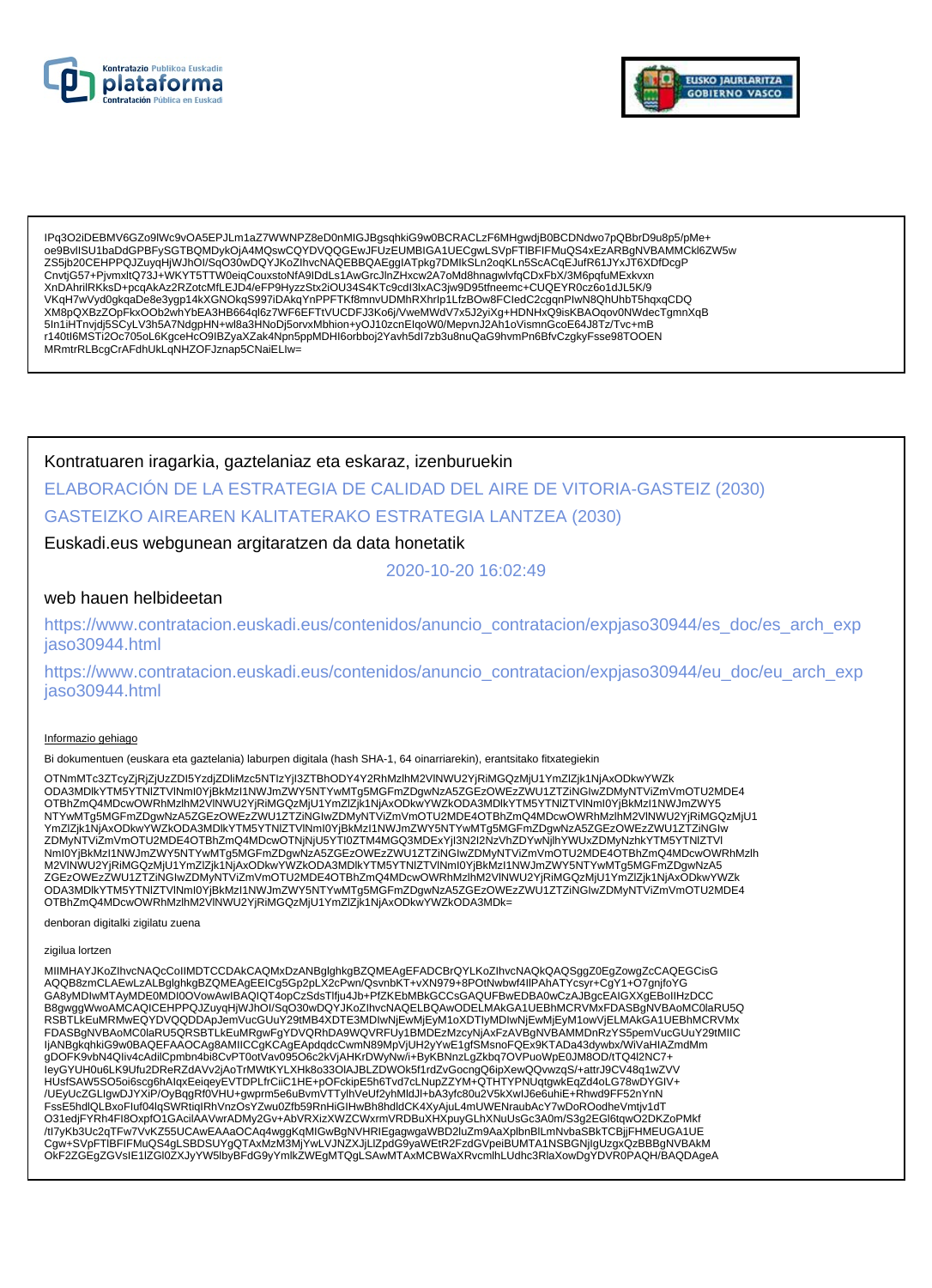IPq3O2iDEBMV6GZo9lWc9vOA5EPJLm1aZ7WWNPZ8eD0nMIGJBgsqhkiG9w0BCRACLzF6MHgwdjB0BCDNdwo7pQBbrD9u8p5/pMe+
oe9BvlISU1baDdGPBFySGTBQMDykOjA4MQswCQYDVQQGEwJFUzEUMBIGA1UECgwLSVpFTlBFIFMuQS4xEzARBgNVBAMMCkl6ZW5w
ZS5jb20CEHPPQJZuyqHjWJhOl/SqO30wDQYJKoZIhvcNAQEBBQAEggIATpkg7DMIkSLn2oqKLn5ScACqEJufR61JYxJT6XDfDcgP
CnvtjG57+PjvmxltQ73J+WKYT5TTW0eiqCouxstoNfA9lDdLs1AwGrcJlnZHxcw2A7oMd8hnagwlvfqCDxFbX/3M6pqfuMExkvxn
XnDAhrilRKksD+pcqAkAz2RZotcMfLEJD4/eFP9HyzzStx2iOU34S4KTc9cdl3lxAC3jw9D95tfneemc+CUQEYR0cz6o1dJL5K/9
VKqH7wVyd0gkqaDe8e3ygp14kXGNOkqS997iDAkqYnPPFTKf8mnvUDMhRXhrIp1LfzBOw8FCledC2cgqnPlwN8QhUhbT5hqxqCDQ
XM8pQXBzZOpFkxOOb2whYbEA3HB664ql6z7WF6EFTtVUCDFJ3Ko6j/VweMWdV7x5J2yiXg+HDNHxQ9isKBAOqov0NWdecTgmnXqB
5In1iHTnvjdj5SCyLV3h5A7NdgpHN+wl8a3HNoDj5orvxMbhion+yOJ10zcnElqoW0/MepvnJ2Ah1oVismnGcoE64J8Tz/Tvc+mB
r140tI6MSTi2Oc705oL6KgceHcO9IBZyaXZak4Npn5ppMDHI6orbboj2Yavh5dl7zb3u8nuQaG9hvmPn6BfvCzgkyFsse98TOOEN
MRmtrRLBcgCrAFdhUkLqNHZOFJznap5CNaiELlw=

Kontratuaren iragarkia, gaztelaniaz eta eskaraz, izenburuekin

ELABORACIÓN DE LA ESTRATEGIA DE CALIDAD DEL AIRE DE VITORIA-GASTEIZ (2030)

GASTEIZKO AIREAREN KALITATERAKO ESTRATEGIA LANTZEA (2030)

Euskadi.eus webgunean argitaratzen da data honetatik

2020-10-20 16:02:49

web hauen helbideetan

https://www.contratacion.euskadi.eus/contenidos/anuncio_contratacion/expjaso30944/es_doc/es_arch_expjaso30944.html

https://www.contratacion.euskadi.eus/contenidos/anuncio_contratacion/expjaso30944/eu_doc/eu_arch_expjaso30944.html

Informazio gehiago

Bi dokumentuen (euskara eta gaztelania) laburpen digitala (hash SHA-1, 64 oinarriarekin), erantsitako fitxategiekin

OTNmMTc3ZTcyZjRjZjUzZDI5YzdjZDliMzc5NTIzYjI3ZTBhODY4Y2RhMzlhM2VlNWU2YjRiMGQzMjU1YmZlZjk1NjAxODkwYWZk
ODA3MDlkYTM5YTNlZTVlNmI0YjBkMzI1NWJmZWY5NTYwMTg5MGFmZDgwNzA5ZGEzOWEzZWU1ZTZiNGIwZDMyNTViZmVmOTU2MDE4
OTBhZmQ4MDcwOWRhMzlhM2VlNWU2YjRiMGQzMjU1YmZlZjk1NjAxODkwYWZkODA3MDlkYTM5YTNlZTVlNmI0YjBkMzI1NWJmZWY5
NTYwMTg5MGFmZDgwNzA5ZGEzOWEzZWU1ZTZiNGIwZDMyNTViZmVmOTU2MDE4OTBhZmQ4MDcwOWRhMzlhM2VlNWU2YjRiMGQzMjU1
YmZlZjk1NjAxODkwYWZkODA3MDlkYTM5YTNlZTVlNmI0YjBkMzI1NWJmZWY5NTYwMTg5MGFmZDgwNzA5ZGEzOWEzZWU1ZTZiNGIw
ZDMyNTViZmVmOTU2MDE4OTBhZmQ4MDcwOTNjNjU5YTI0ZTM4MGQ3MDExYjI3N2I2NzVhZDYwNjlhYWUxZDMyNzhkYTM5YTNlZTVl
NmI0YjBkMzI1NWJmZWY5NTYwMTg5MGFmZDgwNzA5ZGEzOWEzZWU1ZTZiNGIwZDMyNTViZmVmOTU2MDE4OTBhZmQ4MDcwOWRhMzlh
M2VlNWU2YjRiMGQzMjU1YmZlZjk1NjAxODkwYWZkODA3MDlkYTM5YTNlZTVlNmI0YjBkMzI1NWJmZWY5NTYwMTg5MGFmZDgwNzA5
ZGEzOWEzZWU1ZTZiNGIwZDMyNTViZmVmOTU2MDE4OTBhZmQ4MDcwOWRhMzlhM2VlNWU2YjRiMGQzMjU1YmZlZjk1NjAxODkwYWZk
ODA3MDlkYTM5YTNlZTVlNmI0YjBkMzI1NWJmZWY5NTYwMTg5MGFmZDgwNzA5ZGEzOWEzZWU1ZTZiNGIwZDMyNTViZmVmOTU2MDE4
OTBhZmQ4MDcwOWRhMzlhM2VlNWU2YjRiMGQzMjU1YmZlZjk1NjAxODkwYWZkODA3MDk=

denboran digitalki zigilatu zuena

zigilua lortzen

MIIMHAYJKoZIhvcNAQcCoIIMDTCCDAkCAQMxDzANBglghkgBZQMEAgEFADCBrQYLKoZIhvcNAQkQAQSggZ0EgZowgZcCAQEGCisG
AQQB8zmCLAEwLzALBglghkgBZQMEAgEEICg5Gp2pLX2cPwn/QsvnbKT+vXN979+8POtNwbwf4IlPAhATYcsyr+CgY1+O7gnjfoYG
GA8yMDIwMTAyMDE0MDI0OVowAwIBAQIQT4opCzSdsTlfju4Jb+PfZKEbMBkGCCsGAQUFBwEDBA0wCzAJBgcEAIGXXgEBoIIHzDCC
B8gwggWwoAMCAQICEHPPQJZuyqHjWJhOl/SqO30wDQYJKoZIhvcNAQELBQAwODELMAkGA1UEBhMCRVMxFDASBgNVBAoMC0laRU5Q
RSBTLkEuMRMwEQYDVQQDDApJemVucGUuY29tMB4XDTE3MDIwNjEwMjEyM1oXDTIyMDIwNjEwMjEyM1owVjELMAkGA1UEBhMCRVMx
FDASBgNVBAoMC0laRU5QRSBTLkEuMRgwFgYDVQRhDA9WQVRFUy1BMDEzMzcyNjAxFzAVBgNVBAMMDnRzYS5pemVucGUuY29tMIIC
IjANBgkqhkiG9w0BAQEFAAOCAg8AMIICCgKCAgEApdqdcCwmN89MpVjUH2yYwE1gfSMsnoFQEx9KTADa43dywbx/WiVaHIAZmdMm
gDOFK9vbN4QIiv4cAdilCpmbn4bi8CvPT0otVav095O6c2kVjAHKrDWyNw/i+ByKBNnzLgZkbq7OVPuoWpE0JM8OD/tTQ4l2NC7+
IeyGYUH0u6LK9Ufu2DReRZdAVv2jAoTrMWtKYLXHk8o33OlAJBLZDWOk5f1rdZvGocngQ6ipXewQQvwzqS/+attrJ9CV48q1wZVV
HUsfSAW5SO5oi6scg6hAlqxEeiqeyEVTDPLfrCiiC1HE+pOFckipE5h6Tvd7cLNupZZYM+QTHTYPNUqtgwkEqZd4oLG78wDYGIV+
/UEyUcZGLlgwDJYXiP/OyBqgRf0VHU+gwprm5e6uBvmVTTylhVeUf2yhMldJl+bA3yfc80u2V5kXwlJ6e6uhiE+Rhwd9FF52nYnN
FssE5hdlQLBxoFIuf04lqSWRtiqIRhVnzOsYZwu0Zfb59RnHiGIHwBh8hdldCK4XyAjuL4mUWENraubAcY7wDoROodheVmtjv1dT
O31edjFYRh4FI8OxpfO1GAcilAAVwrADMy2Gv+AbVRXizXWZCWxrmVRDBuXHXpuyGLhXNuUsGc3A0m/S3g2EGl6tqwO2DKZoPMkf
/tI7yKb3Uc2qTFw7VvKZ55UCAwEAAaOCAq4wggKqMIGwBgNVHRIEgagwgaWBD2luZm9AaXplbnBlLmNvbaSBkTCBjjFHMEUGA1UE
Cgw+SVpFTlBFIFMuQS4gLSBDSUYgQTAxMzM3MjYwLVJNZXJjLlZpdG9yaWEtR2FzdGVpeiBUMTA1NSBGNjIgUzgxQzBBBgNVBAkM
OkF2ZGEgZGVsIE1lZGl0ZXJyYW5lbyBFdG9yYmlkZWEgMTQgLSAwMTAxMCBWaXRvcmlhLUdhc3RlaXowDgYDVR0PAQH/BAQDAgeA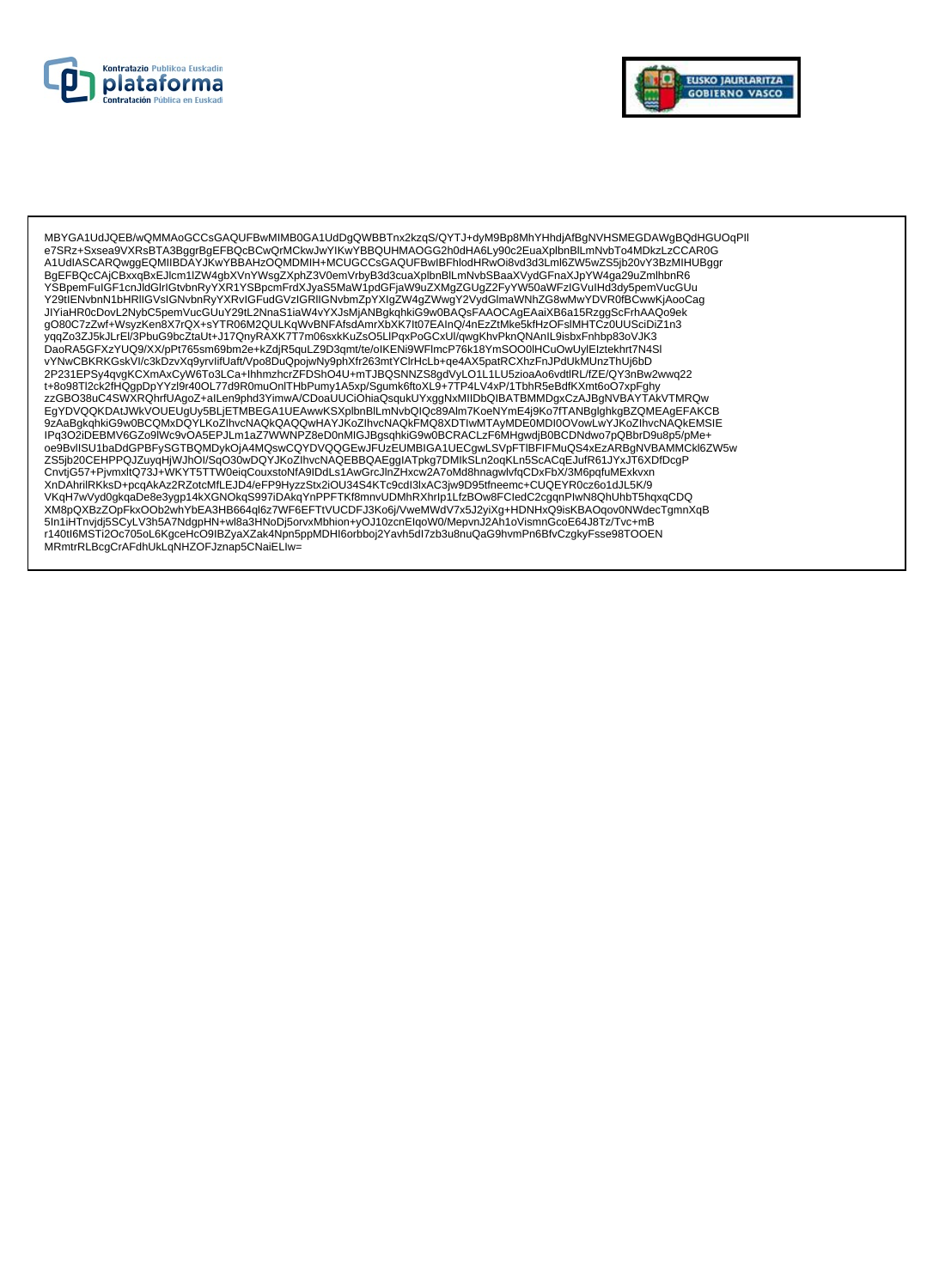```
MBYGA1UdJQEB/wQMMAoGCCsGAQUFBwMIMB0GA1UdDgQWBBTnx2kzqS/QYTJ+dyM9Bp8MhYHhdjAfBgNVHSMEGDAWgBQdHGUOqPlI
e7SRz+Sxsea9VXRsBTA3BggrBgEFBQcBCwQrMCkwJwYIKwYBBQUHMAOGG2h0dHA6Ly90c2EuaXplbnBlLmNvbTo4MDkzLzCCAR0G
A1UdIASCARQwggEQMIIBDAYJKwYBBAHzOQMDMIH+MCUGCCsGAQUFBwIBFhlodHRwOi8vd3d3Lml6ZW5wZS5jb20vY3BzMIHUBggr
BgEFBQcCAjCBxxqBxEJlcm1lZW4gbXVnYWsgZXphZ3V0emVrbyB3d3cuaXplbnBlLmNvbSBaaXVydGFnaXJpYW4ga29uZmlhbnR6
YSBpemFuIGF1cnJldGlrIGtvbnRyYXR1YSBpcmFrdXJyaS5MaW1pdGFjaW9uZXMgZGUgZ2FyYW50aWFzIGVuIHd3dy5pemVucGUu
Y29tIENvbnN1bHRIIGVsIGNvbnRyYXRvIGFudGVzIGRlIGNvbmZpYXIgZW4gZWwgY2VydGlmaWNhZG8wMwYDVR0fBCwwKjAooCag
JIYiaHR0cDovL2NybC5pemVucGUuY29tL2NnaS1iaW4vYXJsMjANBgkqhkiG9w0BAQsFAAOCAgEAaiXB6a15RzggScFrhAAQo9ek
gO80C7zZwf+WsyzKen8X7rQX+sYTR06M2QULKqWvBNFAfsdAmrXbXK7It07EAInQ/4nEzZtMke5kfHzOFslMHTCz0UUSciDiZ1n3
yqqZo3ZJ5kJLrEl/3PbuG9bcZtaUt+J17QnyRAXK7T7m06sxkKuZsO5LlPqxPoGCxUl/qwgKhvPknQNAnIL9isbxFnhbp83oVJK3
DaoRA5GFXzYUQ9/XX/pPt765sm69bm2e+kZdjR5quLZ9D3qmt/te/oIKENi9WFlmcP76k18YmSOO0lHCuOwUylElztekhrt7N4Sl
vYNwCBKRKGskVl/c3kDzvXq9yrvlifUaft/Vpo8DuQpojwNy9phXfr263mtYClrHcLb+qe4AX5patRCXhzFnJPdUkMUnzThUj6bD
2P231EPSy4qvgKCXmAxCyW6To3LCa+lhhmzhcrZFDShO4U+mTJBQSNNZS8gdVyLO1L1LU5zioaAo6vdtlRL/fZE/QY3nBw2wwq22
t+8o98Tl2ck2fHQgpDpYYzl9r40OL77d9R0muOnlTHbPumy1A5xp/Sgumk6ftoXL9+7TP4LV4xP/1TbhR5eBdfKXmt6oO7xpFghy
zzGBO38uC4SWXRQhrfUAgoZ+alLen9phd3YimwA/CDoaUUCiOhiaQsqukUYxggNxMIIDbQIBATBMMDgxCzAJBgNVBAYTAkVTMRQw
EgYDVQQKDAtJWkVOUEUgUy5BLjETMBEGA1UEAwwKSXplbnBlLmNvbQIQc89Alm7KoeNYmE4j9Ko7fTANBglghkgBZQMEAgEFAKCB
9zAaBgkqhkiG9w0BCQMxDQYLKoZIhvcNAQkQAQQwHAYJKoZIhvcNAQkFMQ8XDTIwMTAyMDE0MDI0OVowLwYJKoZIhvcNAQkEMSIE
IPq3O2iDEBMV6GZo9lWc9vOA5EPJLm1aZ7WWNPZ8eD0nMIGJBgsqhkiG9w0BCRACLzF6MHgwdjB0BCDNdwo7pQBbrD9u8p5/pMe+
oe9BvlISU1baDdGPBFySGTBQMDykOjA4MQswCQYDVQQGEwJFUzEUMBIGA1UECgwLSVpFTlBFIFMuQS4xEzARBgNVBAMMCkl6ZW5w
ZS5jb20CEHPPQJZuyqHjWJhOI/SqO30wDQYJKoZIhvcNAQEBBQAEggIATpkg7DMlkSLn2oqKLn5ScACqEJufR61JYxJT6XDfDcgP
CnvtjG57+PjvmxltQ73J+WKYT5TTW0eiqCouxstoNfA9IDdLs1AwGrcJlnZHxcw2A7oMd8hnagwlvfqCDxFbX/3M6pqfuMExkvxn
XnDAhrilRKksD+pcqAkAz2RZotcMfLEJD4/eFP9HyzzStx2iOU34S4KTc9cdI3lxAC3jw9D95tfneemc+CUQEYR0cz6o1dJL5K/9
VKqH7wVyd0gkqaDe8e3ygp14kXGNOkqS997iDAkqYnPPFTKf8mnvUDMhRXhrlp1LfzBOw8FCIedC2cgqnPlwN8QhUhbT5hqxqCDQ
XM8pQXBzZOpFkxOOb2whYbEA3HB664ql6z7WF6EFTtVUCDFJ3Ko6j/VweMWdV7x5J2yiXg+HDNHxQ9isKBAOqov0NWdecTgmnXqB
5ln1iHTnvjdj5SCyLV3h5A7NdgpHN+wl8a3HNoDj5orvxMbhion+yOJ10zcnElqoW0/MepvnJ2Ah1oVismnGcoE64J8Tz/Tvc+mB
r140tI6MSTi2Oc705oL6KgceHcO9IBZyaXZak4Npn5ppMDHI6orbboj2Yavh5dI7zb3u8nuQaG9hvmPn6BfvCzgkyFsse98TOOEN
MRmtrRLBcgCrAFdhUkLqNHZOFJznap5CNaiELIw=
```